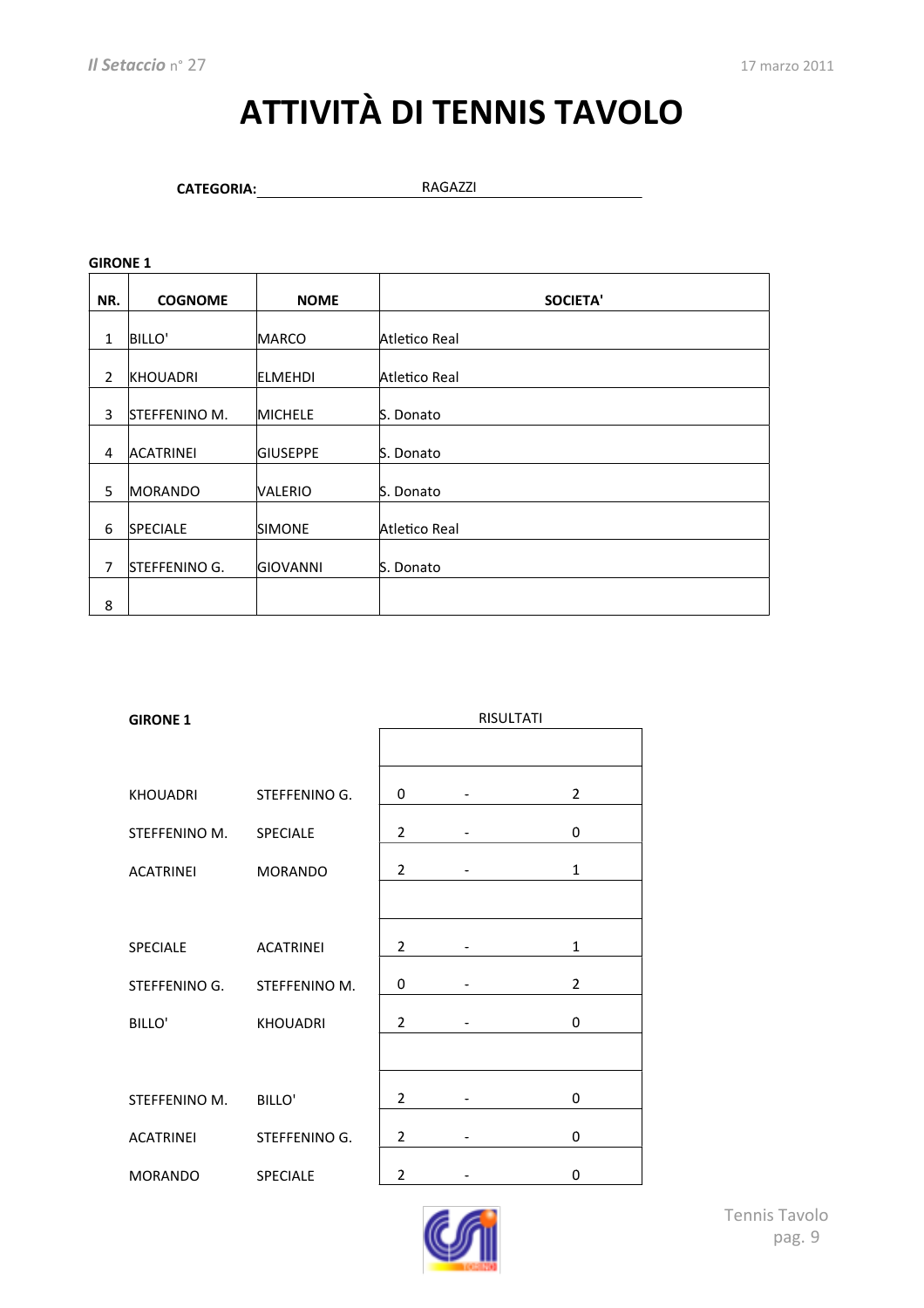# ATTIVITÀ DI TENNIS TAVOLO

**CATEGORIA:** RAGAZZI

**GIRONE 1**

| NR. | COGNOME | NOME | SOCIETA' |
|---|---|---|---|
| 1 | BILLO' | MARCO | Atletico Real |
| 2 | KHOUADRI | ELMEHDI | Atletico Real |
| 3 | STEFFENINO M. | MICHELE | S. Donato |
| 4 | ACATRINEI | GIUSEPPE | S. Donato |
| 5 | MORANDO | VALERIO | S. Donato |
| 6 | SPECIALE | SIMONE | Atletico Real |
| 7 | STEFFENINO G. | GIOVANNI | S. Donato |
| 8 | | | |

**GIRONE 1**

| | | RISULTATI | | |
|---|---|---|---|---|
| | | | | |
| KHOUADRI | STEFFENINO G. | 0 | - | 2 |
| STEFFENINO M. | SPECIALE | 2 | - | 0 |
| ACATRINEI | MORANDO | 2 | - | 1 |
| | | | | |
| SPECIALE | ACATRINEI | 2 | - | 1 |
| STEFFENINO G. | STEFFENINO M. | 0 | - | 2 |
| BILLO' | KHOUADRI | 2 | - | 0 |
| | | | | |
| STEFFENINO M. | BILLO' | 2 | - | 0 |
| ACATRINEI | STEFFENINO G. | 2 | - | 0 |
| MORANDO | SPECIALE | 2 | - | 0 |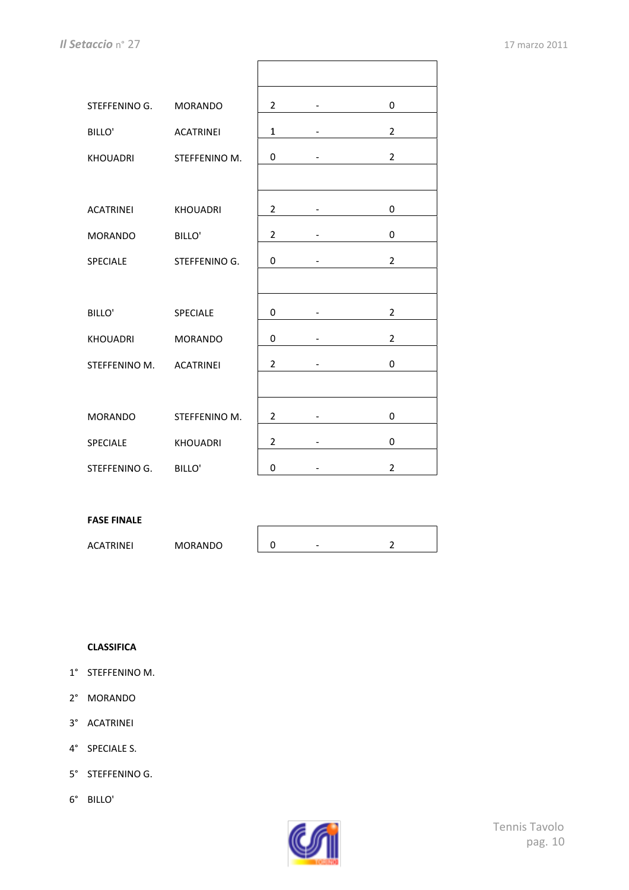| | | | | |
|---|---|---|---|---|
| | | | | |
| STEFFENINO G. | MORANDO | 2 | - | 0 |
| BILLO' | ACATRINEI | 1 | - | 2 |
| KHOUADRI | STEFFENINO M. | 0 | - | 2 |
| | | | | |
| ACATRINEI | KHOUADRI | 2 | - | 0 |
| MORANDO | BILLO' | 2 | - | 0 |
| SPECIALE | STEFFENINO G. | 0 | - | 2 |
| | | | | |
| BILLO' | SPECIALE | 0 | - | 2 |
| KHOUADRI | MORANDO | 0 | - | 2 |
| STEFFENINO M. | ACATRINEI | 2 | - | 0 |
| | | | | |
| MORANDO | STEFFENINO M. | 2 | - | 0 |
| SPECIALE | KHOUADRI | 2 | - | 0 |
| STEFFENINO G. | BILLO' | 0 | - | 2 |

**FASE FINALE**

| | | | | |
|---|---|---|---|---|
| ACATRINEI | MORANDO | 0 | - | 2 |

**CLASSIFICA**

1° STEFFENINO M.

2° MORANDO

3° ACATRINEI

4° SPECIALE S.

5° STEFFENINO G.

6° BILLO'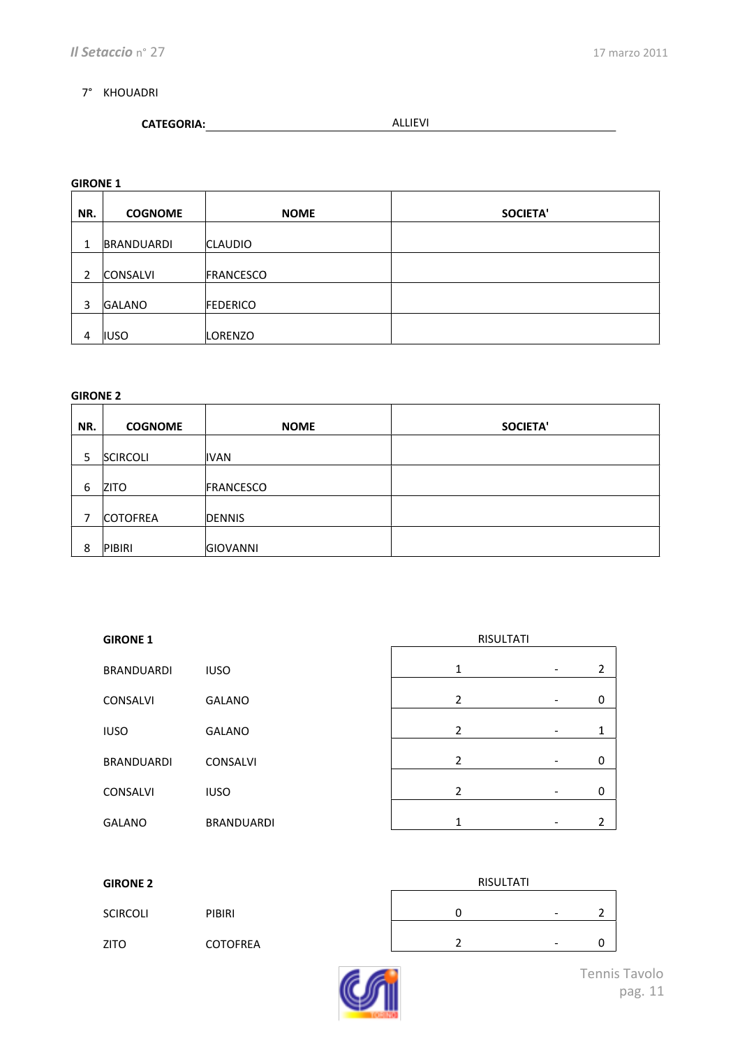7° KHOUADRI

**CATEGORIA:** ALLIEVI

**GIRONE 1**

| NR. | COGNOME | NOME | SOCIETA' |
|---|---|---|---|
| 1 | BRANDUARDI | CLAUDIO | |
| 2 | CONSALVI | FRANCESCO | |
| 3 | GALANO | FEDERICO | |
| 4 | IUSO | LORENZO | |

**GIRONE 2**

| NR. | COGNOME | NOME | SOCIETA' |
|---|---|---|---|
| 5 | SCIRCOLI | IVAN | |
| 6 | ZITO | FRANCESCO | |
| 7 | COTOFREA | DENNIS | |
| 8 | PIBIRI | GIOVANNI | |

**GIRONE 1**

| | | RISULTATI | | |
|---|---|---|---|---|
| BRANDUARDI | IUSO | 1 | - | 2 |
| CONSALVI | GALANO | 2 | - | 0 |
| IUSO | GALANO | 2 | - | 1 |
| BRANDUARDI | CONSALVI | 2 | - | 0 |
| CONSALVI | IUSO | 2 | - | 0 |
| GALANO | BRANDUARDI | 1 | - | 2 |

**GIRONE 2**

| | | RISULTATI | | |
|---|---|---|---|---|
| SCIRCOLI | PIBIRI | 0 | - | 2 |
| ZITO | COTOFREA | 2 | - | 0 |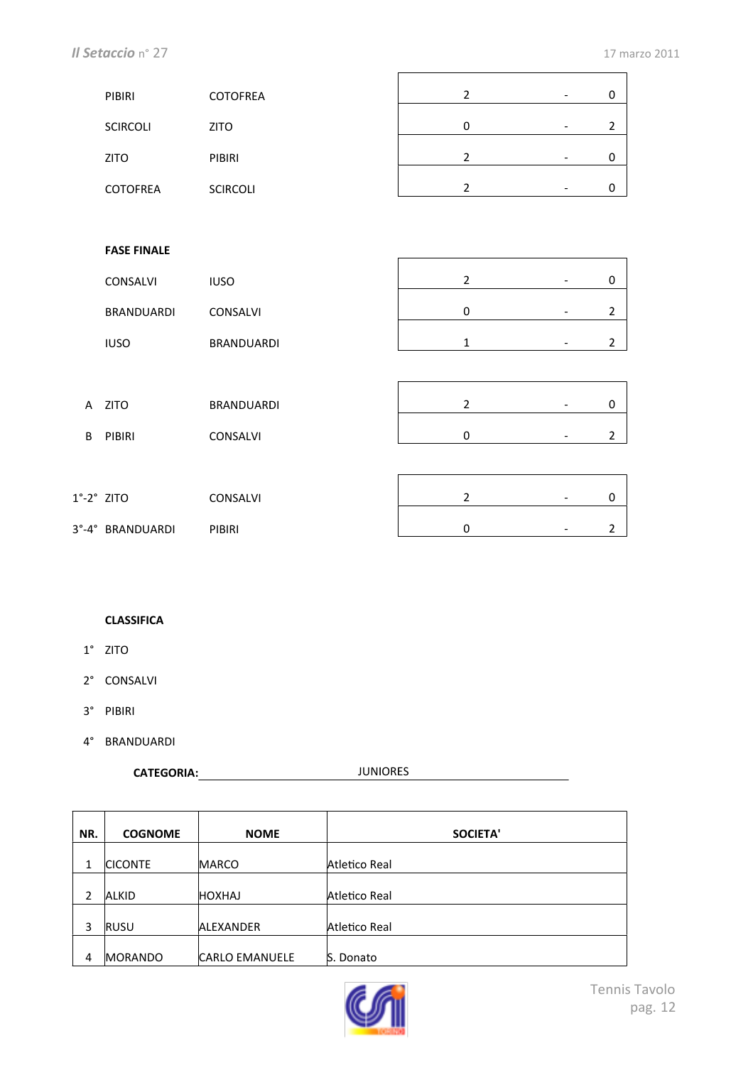| | | | | |
|---|---|---|---|---|
| PIBIRI | COTOFREA | 2 | - | 0 |
| SCIRCOLI | ZITO | 0 | - | 2 |
| ZITO | PIBIRI | 2 | - | 0 |
| COTOFREA | SCIRCOLI | 2 | - | 0 |

**FASE FINALE**

| | | | | |
|---|---|---|---|---|
| CONSALVI | IUSO | 2 | - | 0 |
| BRANDUARDI | CONSALVI | 0 | - | 2 |
| IUSO | BRANDUARDI | 1 | - | 2 |

| | | | | | |
|---|---|---|---|---|---|
| A | ZITO | BRANDUARDI | 2 | - | 0 |
| B | PIBIRI | CONSALVI | 0 | - | 2 |

| | | | | | |
|---|---|---|---|---|---|
| 1°-2° | ZITO | CONSALVI | 2 | - | 0 |
| 3°-4° | BRANDUARDI | PIBIRI | 0 | - | 2 |

**CLASSIFICA**

1° ZITO

2° CONSALVI

3° PIBIRI

4° BRANDUARDI

**CATEGORIA:** JUNIORES

| NR. | COGNOME | NOME | SOCIETA' |
|---|---|---|---|
| 1 | CICONTE | MARCO | Atletico Real |
| 2 | ALKID | HOXHAJ | Atletico Real |
| 3 | RUSU | ALEXANDER | Atletico Real |
| 4 | MORANDO | CARLO EMANUELE | S. Donato |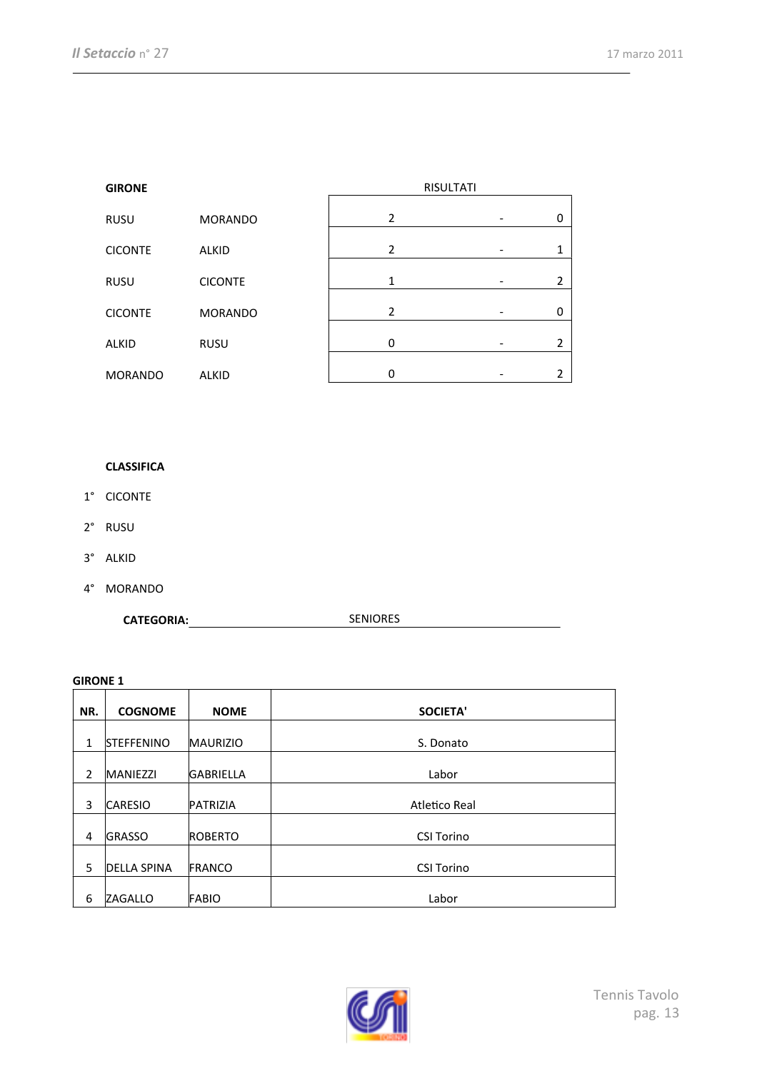| GIRONE | | RISULTATI | | |
|---|---|---|---|---|
| RUSU | MORANDO | 2 | - | 0 |
| CICONTE | ALKID | 2 | - | 1 |
| RUSU | CICONTE | 1 | - | 2 |
| CICONTE | MORANDO | 2 | - | 0 |
| ALKID | RUSU | 0 | - | 2 |
| MORANDO | ALKID | 0 | - | 2 |

**CLASSIFICA**

1° CICONTE

2° RUSU

3° ALKID

4° MORANDO

**CATEGORIA:** SENIORES

**GIRONE 1**

| NR. | COGNOME | NOME | SOCIETA' |
|---|---|---|---|
| 1 | STEFFENINO | MAURIZIO | S. Donato |
| 2 | MANIEZZI | GABRIELLA | Labor |
| 3 | CARESIO | PATRIZIA | Atletico Real |
| 4 | GRASSO | ROBERTO | CSI Torino |
| 5 | DELLA SPINA | FRANCO | CSI Torino |
| 6 | ZAGALLO | FABIO | Labor |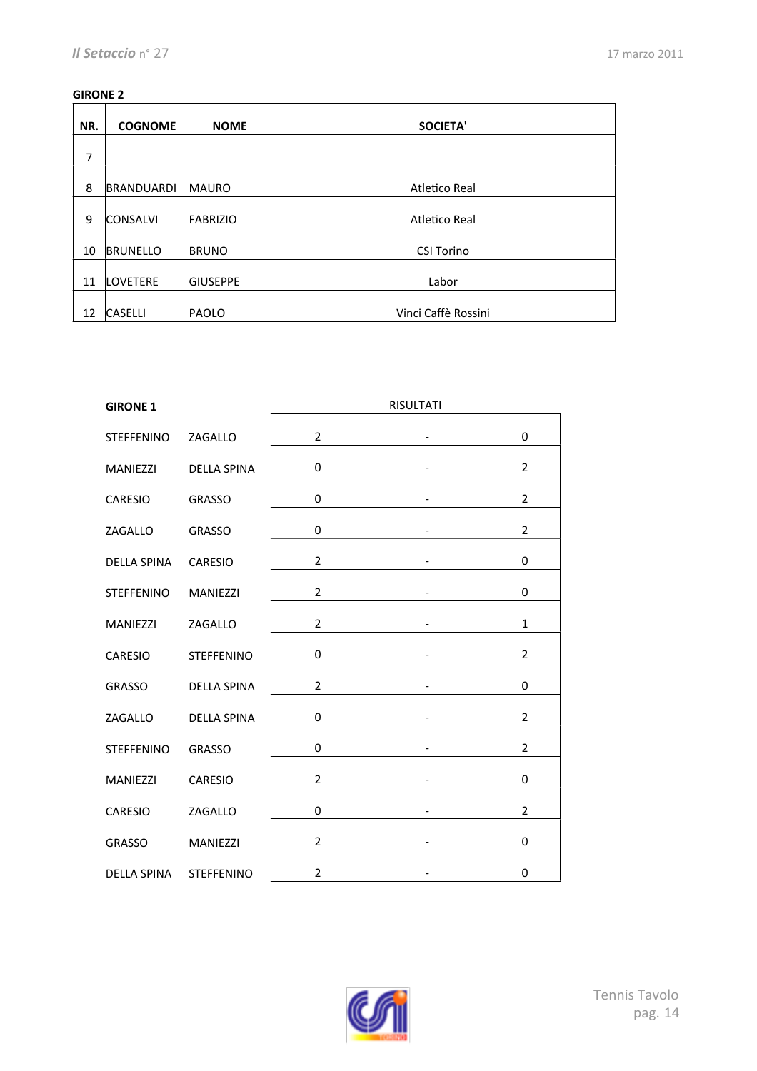**GIRONE 2**

| NR. | COGNOME | NOME | SOCIETA' |
|---|---|---|---|
| 7 | | | |
| 8 | BRANDUARDI | MAURO | Atletico Real |
| 9 | CONSALVI | FABRIZIO | Atletico Real |
| 10 | BRUNELLO | BRUNO | CSI Torino |
| 11 | LOVETERE | GIUSEPPE | Labor |
| 12 | CASELLI | PAOLO | Vinci Caffè Rossini |

**GIRONE 1**

| | | RISULTATI | | |
|---|---|---|---|---|
| STEFFENINO | ZAGALLO | 2 | - | 0 |
| MANIEZZI | DELLA SPINA | 0 | - | 2 |
| CARESIO | GRASSO | 0 | - | 2 |
| ZAGALLO | GRASSO | 0 | - | 2 |
| DELLA SPINA | CARESIO | 2 | - | 0 |
| STEFFENINO | MANIEZZI | 2 | - | 0 |
| MANIEZZI | ZAGALLO | 2 | - | 1 |
| CARESIO | STEFFENINO | 0 | - | 2 |
| GRASSO | DELLA SPINA | 2 | - | 0 |
| ZAGALLO | DELLA SPINA | 0 | - | 2 |
| STEFFENINO | GRASSO | 0 | - | 2 |
| MANIEZZI | CARESIO | 2 | - | 0 |
| CARESIO | ZAGALLO | 0 | - | 2 |
| GRASSO | MANIEZZI | 2 | - | 0 |
| DELLA SPINA | STEFFENINO | 2 | - | 0 |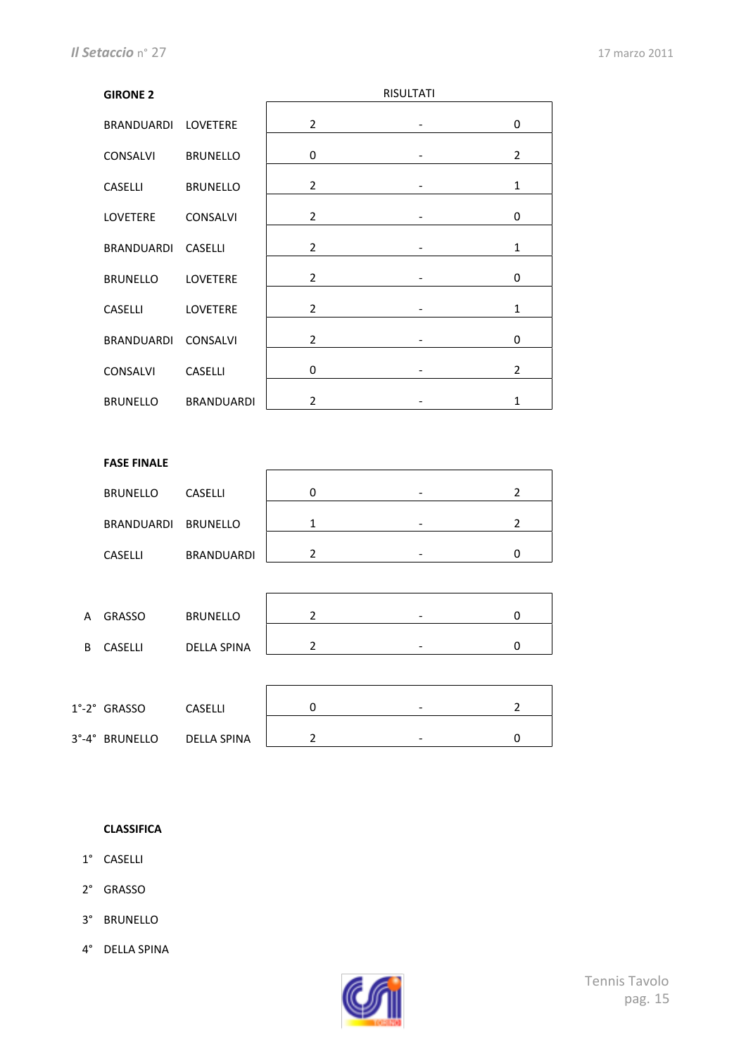## GIRONE 2

| | | RISULTATI | | |
|---|---|---|---|---|
| BRANDUARDI | LOVETERE | 2 | - | 0 |
| CONSALVI | BRUNELLO | 0 | - | 2 |
| CASELLI | BRUNELLO | 2 | - | 1 |
| LOVETERE | CONSALVI | 2 | - | 0 |
| BRANDUARDI | CASELLI | 2 | - | 1 |
| BRUNELLO | LOVETERE | 2 | - | 0 |
| CASELLI | LOVETERE | 2 | - | 1 |
| BRANDUARDI | CONSALVI | 2 | - | 0 |
| CONSALVI | CASELLI | 0 | - | 2 |
| BRUNELLO | BRANDUARDI | 2 | - | 1 |

## FASE FINALE

| | | | | |
|---|---|---|---|---|
| BRUNELLO | CASELLI | 0 | - | 2 |
| BRANDUARDI | BRUNELLO | 1 | - | 2 |
| CASELLI | BRANDUARDI | 2 | - | 0 |

| | | | | | |
|---|---|---|---|---|---|
| A | GRASSO | BRUNELLO | 2 | - | 0 |
| B | CASELLI | DELLA SPINA | 2 | - | 0 |

| | | | | | |
|---|---|---|---|---|---|
| 1°-2° | GRASSO | CASELLI | 0 | - | 2 |
| 3°-4° | BRUNELLO | DELLA SPINA | 2 | - | 0 |

## CLASSIFICA

1° CASELLI

2° GRASSO

3° BRUNELLO

4° DELLA SPINA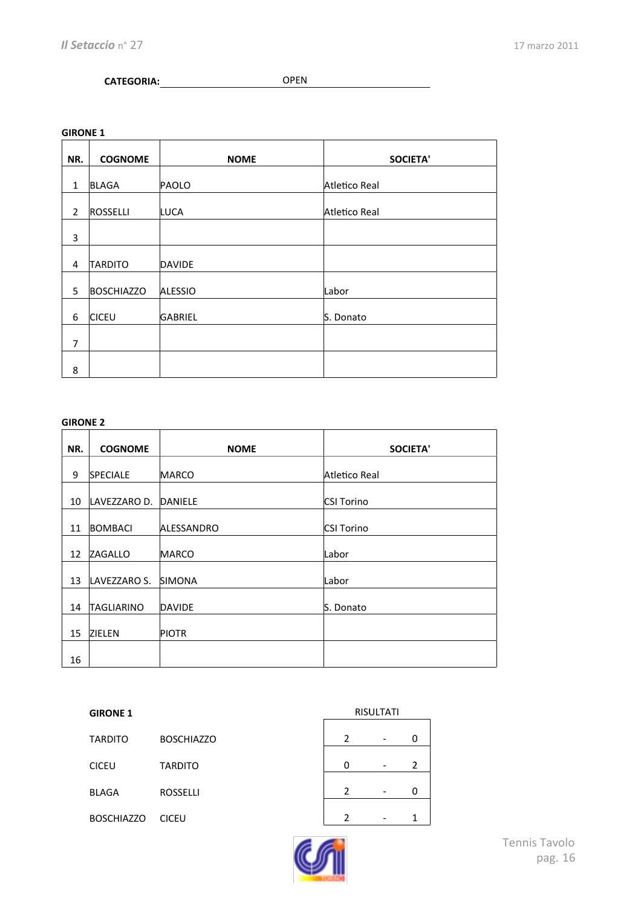**CATEGORIA:** OPEN

**GIRONE 1**

| NR. | COGNOME | NOME | SOCIETA' |
|---|---|---|---|
| 1 | BLAGA | PAOLO | Atletico Real |
| 2 | ROSSELLI | LUCA | Atletico Real |
| 3 | | | |
| 4 | TARDITO | DAVIDE | |
| 5 | BOSCHIAZZO | ALESSIO | Labor |
| 6 | CICEU | GABRIEL | S. Donato |
| 7 | | | |
| 8 | | | |

**GIRONE 2**

| NR. | COGNOME | NOME | SOCIETA' |
|---|---|---|---|
| 9 | SPECIALE | MARCO | Atletico Real |
| 10 | LAVEZZARO D. | DANIELE | CSI Torino |
| 11 | BOMBACI | ALESSANDRO | CSI Torino |
| 12 | ZAGALLO | MARCO | Labor |
| 13 | LAVEZZARO S. | SIMONA | Labor |
| 14 | TAGLIARINO | DAVIDE | S. Donato |
| 15 | ZIELEN | PIOTR | |
| 16 | | | |

**GIRONE 1**

| | | RISULTATI |
|---|---|---|
| TARDITO | BOSCHIAZZO | 2 - 0 |
| CICEU | TARDITO | 0 - 2 |
| BLAGA | ROSSELLI | 2 - 0 |
| BOSCHIAZZO | CICEU | 2 - 1 |

Tennis Tavolo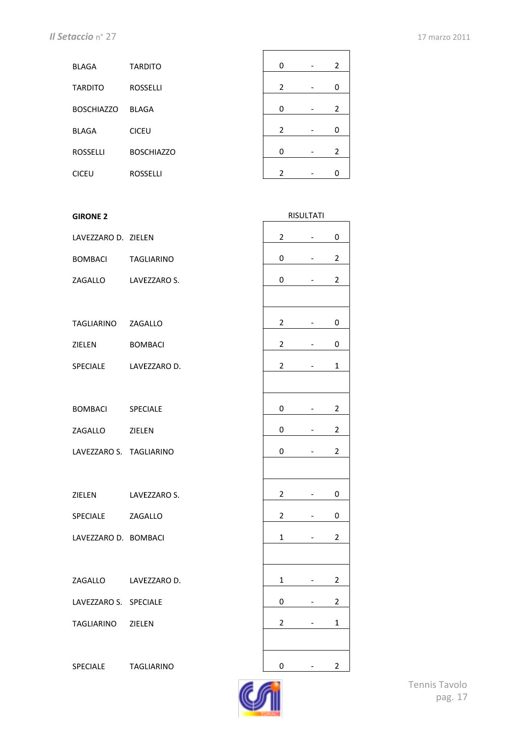| | | |
|---|---|---|
| BLAGA | TARDITO | 0 - 2 |
| TARDITO | ROSSELLI | 2 - 0 |
| BOSCHIAZZO | BLAGA | 0 - 2 |
| BLAGA | CICEU | 2 - 0 |
| ROSSELLI | BOSCHIAZZO | 0 - 2 |
| CICEU | ROSSELLI | 2 - 0 |

**GIRONE 2**

| | | RISULTATI |
|---|---|---|
| LAVEZZARO D. | ZIELEN | 2 - 0 |
| BOMBACI | TAGLIARINO | 0 - 2 |
| ZAGALLO | LAVEZZARO S. | 0 - 2 |
| | | |
| TAGLIARINO | ZAGALLO | 2 - 0 |
| ZIELEN | BOMBACI | 2 - 0 |
| SPECIALE | LAVEZZARO D. | 2 - 1 |
| | | |
| BOMBACI | SPECIALE | 0 - 2 |
| ZAGALLO | ZIELEN | 0 - 2 |
| LAVEZZARO S. | TAGLIARINO | 0 - 2 |
| | | |
| ZIELEN | LAVEZZARO S. | 2 - 0 |
| SPECIALE | ZAGALLO | 2 - 0 |
| LAVEZZARO D. | BOMBACI | 1 - 2 |
| | | |
| ZAGALLO | LAVEZZARO D. | 1 - 2 |
| LAVEZZARO S. | SPECIALE | 0 - 2 |
| TAGLIARINO | ZIELEN | 2 - 1 |
| | | |
| SPECIALE | TAGLIARINO | 0 - 2 |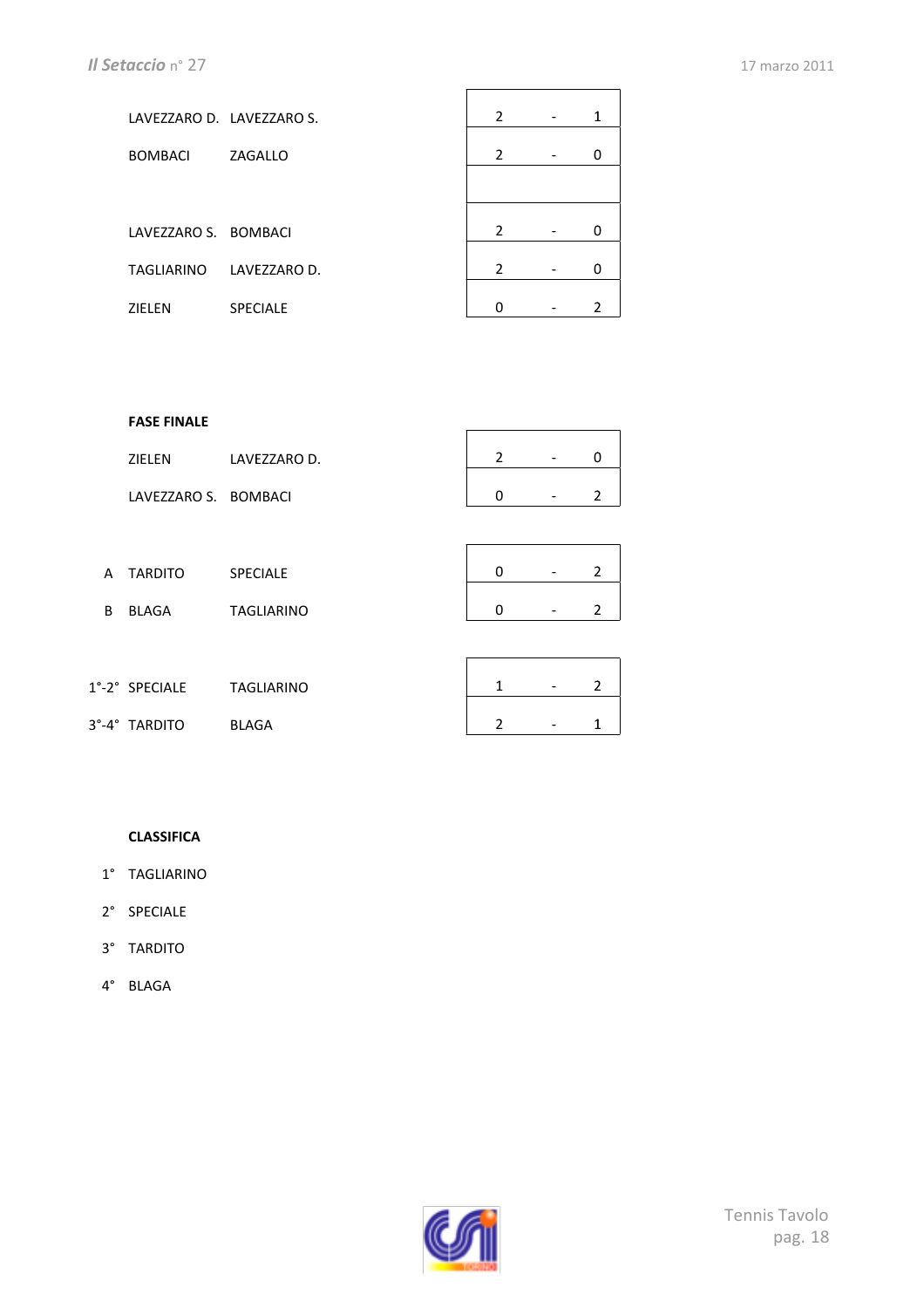| | | | | |
|---|---|---|---|---|
| LAVEZZARO D. | LAVEZZARO S. | 2 | - | 1 |
| BOMBACI | ZAGALLO | 2 | - | 0 |
| | | | | |
| LAVEZZARO S. | BOMBACI | 2 | - | 0 |
| TAGLIARINO | LAVEZZARO D. | 2 | - | 0 |
| ZIELEN | SPECIALE | 0 | - | 2 |

**FASE FINALE**

| | | | | | |
|---|---|---|---|---|---|
| | ZIELEN | LAVEZZARO D. | 2 | - | 0 |
| | LAVEZZARO S. | BOMBACI | 0 | - | 2 |
| | | | | | |
| A | TARDITO | SPECIALE | 0 | - | 2 |
| B | BLAGA | TAGLIARINO | 0 | - | 2 |
| | | | | | |
| 1°-2° | SPECIALE | TAGLIARINO | 1 | - | 2 |
| 3°-4° | TARDITO | BLAGA | 2 | - | 1 |

**CLASSIFICA**

1° TAGLIARINO

2° SPECIALE

3° TARDITO

4° BLAGA